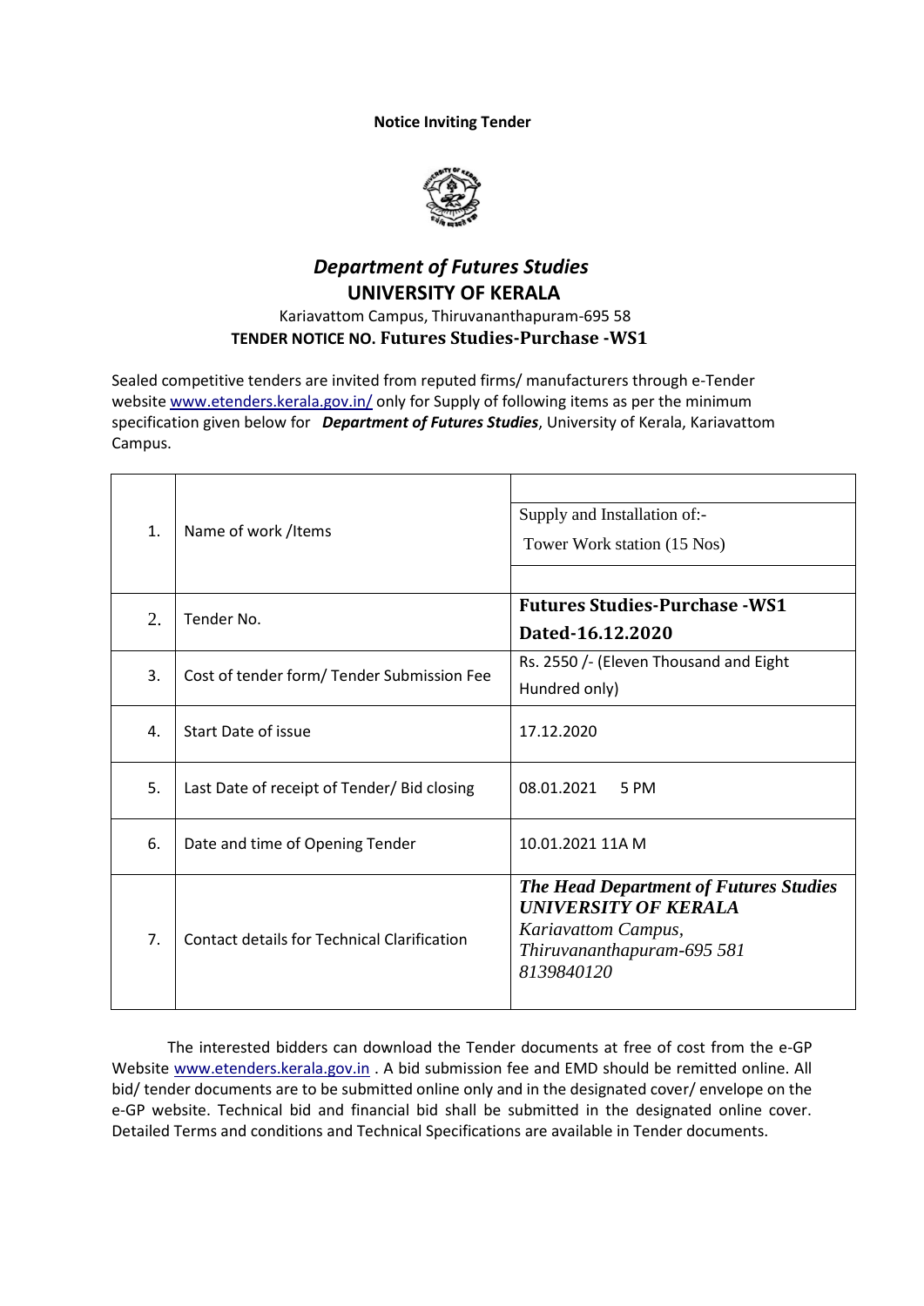**Notice Inviting Tender**

## *Department of Futures Studies*

## UNIVERSITY OF KERALA

Kariavattom Campus, Thiruvananthapuram-695 58

**TENDER NOTICE NO. Futures Studies-Purchase -WS1**

Sealed competitive tenders are invited from reputed firms/ manufacturers through e-Tender website www.etenders.kerala.gov.in/ only for Supply of following items as per the minimum specification given below for ***Department of Futures Studies***, University of Kerala, Kariavattom Campus.

| | | |
|---|---|---|
| 1. | Name of work /Items | Supply and Installation of:-<br>Tower Work station (15 Nos) |
| 2. | Tender No. | **Futures Studies-Purchase -WS1**<br>**Dated-16.12.2020** |
| 3. | Cost of tender form/ Tender Submission Fee | Rs. 2550 /- (Eleven Thousand and Eight Hundred only) |
| 4. | Start Date of issue | 17.12.2020 |
| 5. | Last Date of receipt of Tender/ Bid closing | 08.01.2021 5 PM |
| 6. | Date and time of Opening Tender | 10.01.2021 11A M |
| 7. | Contact details for Technical Clarification | ***The Head Department of Futures Studies***<br>***UNIVERSITY OF KERALA***<br>*Kariavattom Campus,*<br>*Thiruvananthapuram-695 581*<br>*8139840120* |

The interested bidders can download the Tender documents at free of cost from the e-GP Website www.etenders.kerala.gov.in . A bid submission fee and EMD should be remitted online. All bid/ tender documents are to be submitted online only and in the designated cover/ envelope on the e-GP website. Technical bid and financial bid shall be submitted in the designated online cover. Detailed Terms and conditions and Technical Specifications are available in Tender documents.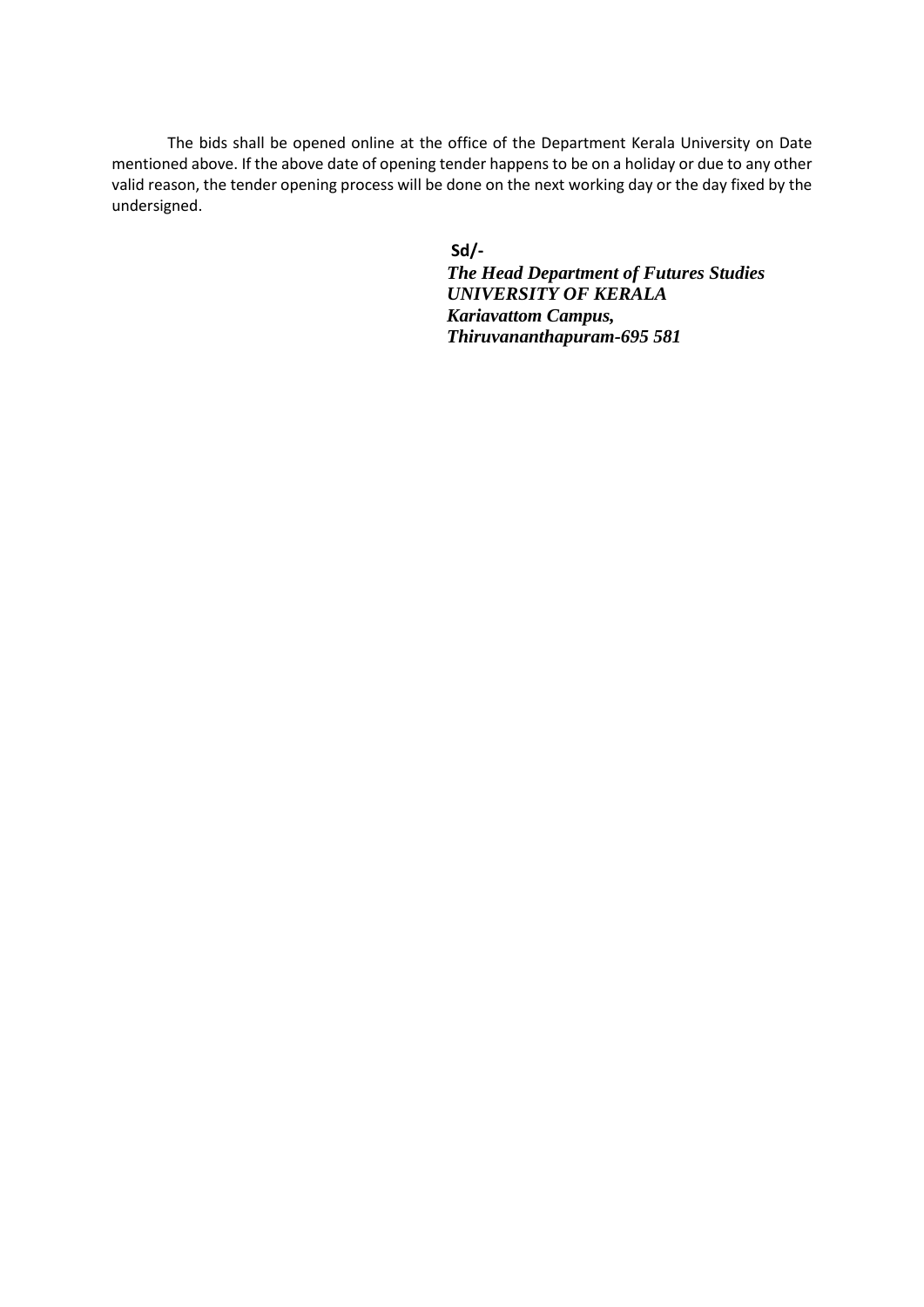The bids shall be opened online at the office of the Department Kerala University on Date mentioned above. If the above date of opening tender happens to be on a holiday or due to any other valid reason, the tender opening process will be done on the next working day or the day fixed by the undersigned.

**Sd/-**

***The Head Department of Futures Studies***
***UNIVERSITY OF KERALA***
***Kariavattom Campus,***
***Thiruvananthapuram-695 581***